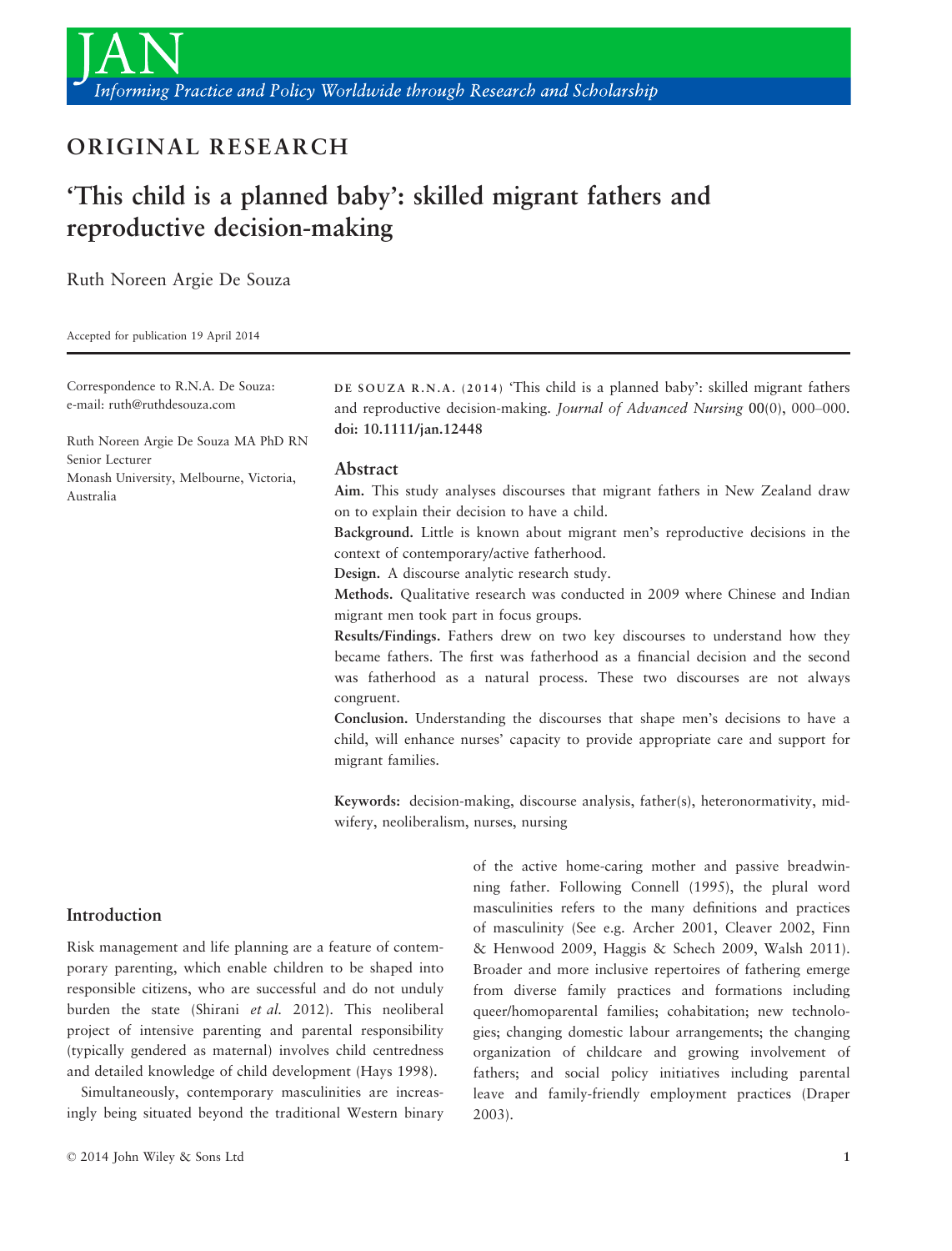ORIGINAL RESEARCH

# 'This child is a planned baby': skilled migrant fathers and reproductive decision-making

Ruth Noreen Argie De Souza

Accepted for publication 19 April 2014

Correspondence to R.N.A. De Souza:
e-mail: ruth@ruthdesouza.com

Ruth Noreen Argie De Souza MA PhD RN
Senior Lecturer
Monash University, Melbourne, Victoria, Australia

DE SOUZA R.N.A. (2014) 'This child is a planned baby': skilled migrant fathers and reproductive decision-making. *Journal of Advanced Nursing* 00(0), 000–000. doi: 10.1111/jan.12448

## Abstract

**Aim.** This study analyses discourses that migrant fathers in New Zealand draw on to explain their decision to have a child.

**Background.** Little is known about migrant men's reproductive decisions in the context of contemporary/active fatherhood.

**Design.** A discourse analytic research study.

**Methods.** Qualitative research was conducted in 2009 where Chinese and Indian migrant men took part in focus groups.

**Results/Findings.** Fathers drew on two key discourses to understand how they became fathers. The first was fatherhood as a financial decision and the second was fatherhood as a natural process. These two discourses are not always congruent.

**Conclusion.** Understanding the discourses that shape men's decisions to have a child, will enhance nurses' capacity to provide appropriate care and support for migrant families.

**Keywords:** decision-making, discourse analysis, father(s), heteronormativity, midwifery, neoliberalism, nurses, nursing

## Introduction

Risk management and life planning are a feature of contemporary parenting, which enable children to be shaped into responsible citizens, who are successful and do not unduly burden the state (Shirani *et al.* 2012). This neoliberal project of intensive parenting and parental responsibility (typically gendered as maternal) involves child centredness and detailed knowledge of child development (Hays 1998).

Simultaneously, contemporary masculinities are increasingly being situated beyond the traditional Western binary of the active home-caring mother and passive breadwinning father. Following Connell (1995), the plural word masculinities refers to the many definitions and practices of masculinity (See e.g. Archer 2001, Cleaver 2002, Finn & Henwood 2009, Haggis & Schech 2009, Walsh 2011). Broader and more inclusive repertoires of fathering emerge from diverse family practices and formations including queer/homoparental families; cohabitation; new technologies; changing domestic labour arrangements; the changing organization of childcare and growing involvement of fathers; and social policy initiatives including parental leave and family-friendly employment practices (Draper 2003).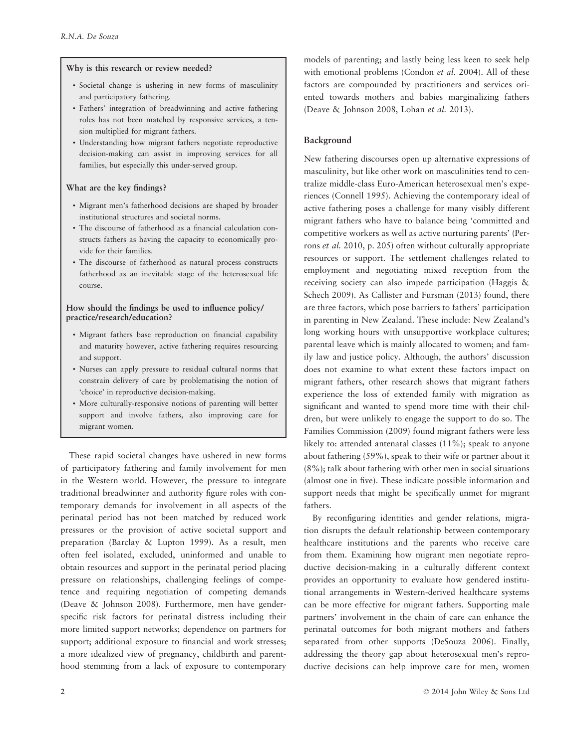**Why is this research or review needed?**

- Societal change is ushering in new forms of masculinity and participatory fathering.
- Fathers' integration of breadwinning and active fathering roles has not been matched by responsive services, a tension multiplied for migrant fathers.
- Understanding how migrant fathers negotiate reproductive decision-making can assist in improving services for all families, but especially this under-served group.

**What are the key findings?**

- Migrant men's fatherhood decisions are shaped by broader institutional structures and societal norms.
- The discourse of fatherhood as a financial calculation constructs fathers as having the capacity to economically provide for their families.
- The discourse of fatherhood as natural process constructs fatherhood as an inevitable stage of the heterosexual life course.

**How should the findings be used to influence policy/practice/research/education?**

- Migrant fathers base reproduction on financial capability and maturity however, active fathering requires resourcing and support.
- Nurses can apply pressure to residual cultural norms that constrain delivery of care by problematising the notion of 'choice' in reproductive decision-making.
- More culturally-responsive notions of parenting will better support and involve fathers, also improving care for migrant women.

These rapid societal changes have ushered in new forms of participatory fathering and family involvement for men in the Western world. However, the pressure to integrate traditional breadwinner and authority figure roles with contemporary demands for involvement in all aspects of the perinatal period has not been matched by reduced work pressures or the provision of active societal support and preparation (Barclay & Lupton 1999). As a result, men often feel isolated, excluded, uninformed and unable to obtain resources and support in the perinatal period placing pressure on relationships, challenging feelings of competence and requiring negotiation of competing demands (Deave & Johnson 2008). Furthermore, men have gender-specific risk factors for perinatal distress including their more limited support networks; dependence on partners for support; additional exposure to financial and work stresses; a more idealized view of pregnancy, childbirth and parenthood stemming from a lack of exposure to contemporary models of parenting; and lastly being less keen to seek help with emotional problems (Condon *et al.* 2004). All of these factors are compounded by practitioners and services oriented towards mothers and babies marginalizing fathers (Deave & Johnson 2008, Lohan *et al.* 2013).

## Background

New fathering discourses open up alternative expressions of masculinity, but like other work on masculinities tend to centralize middle-class Euro-American heterosexual men's experiences (Connell 1995). Achieving the contemporary ideal of active fathering poses a challenge for many visibly different migrant fathers who have to balance being 'committed and competitive workers as well as active nurturing parents' (Perrons *et al.* 2010, p. 205) often without culturally appropriate resources or support. The settlement challenges related to employment and negotiating mixed reception from the receiving society can also impede participation (Haggis & Schech 2009). As Callister and Fursman (2013) found, there are three factors, which pose barriers to fathers' participation in parenting in New Zealand. These include: New Zealand's long working hours with unsupportive workplace cultures; parental leave which is mainly allocated to women; and family law and justice policy. Although, the authors' discussion does not examine to what extent these factors impact on migrant fathers, other research shows that migrant fathers experience the loss of extended family with migration as significant and wanted to spend more time with their children, but were unlikely to engage the support to do so. The Families Commission (2009) found migrant fathers were less likely to: attended antenatal classes (11%); speak to anyone about fathering (59%), speak to their wife or partner about it (8%); talk about fathering with other men in social situations (almost one in five). These indicate possible information and support needs that might be specifically unmet for migrant fathers.

By reconfiguring identities and gender relations, migration disrupts the default relationship between contemporary healthcare institutions and the parents who receive care from them. Examining how migrant men negotiate reproductive decision-making in a culturally different context provides an opportunity to evaluate how gendered institutional arrangements in Western-derived healthcare systems can be more effective for migrant fathers. Supporting male partners' involvement in the chain of care can enhance the perinatal outcomes for both migrant mothers and fathers separated from other supports (DeSouza 2006). Finally, addressing the theory gap about heterosexual men's reproductive decisions can help improve care for men, women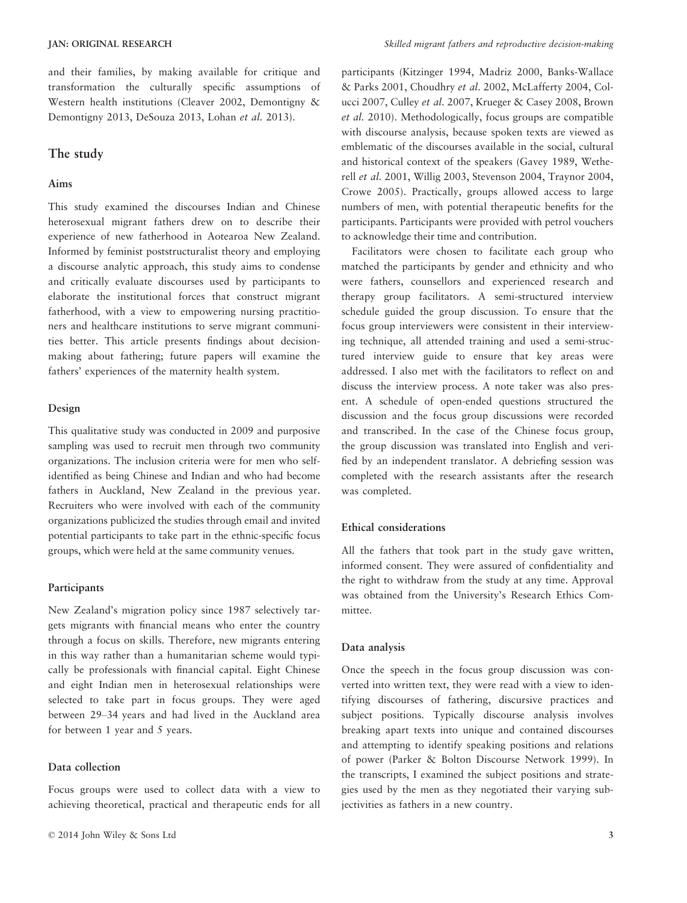and their families, by making available for critique and transformation the culturally specific assumptions of Western health institutions (Cleaver 2002, Demontigny & Demontigny 2013, DeSouza 2013, Lohan *et al.* 2013).

## The study

### Aims

This study examined the discourses Indian and Chinese heterosexual migrant fathers drew on to describe their experience of new fatherhood in Aotearoa New Zealand. Informed by feminist poststructuralist theory and employing a discourse analytic approach, this study aims to condense and critically evaluate discourses used by participants to elaborate the institutional forces that construct migrant fatherhood, with a view to empowering nursing practitioners and healthcare institutions to serve migrant communities better. This article presents findings about decision-making about fathering; future papers will examine the fathers' experiences of the maternity health system.

### Design

This qualitative study was conducted in 2009 and purposive sampling was used to recruit men through two community organizations. The inclusion criteria were for men who self-identified as being Chinese and Indian and who had become fathers in Auckland, New Zealand in the previous year. Recruiters who were involved with each of the community organizations publicized the studies through email and invited potential participants to take part in the ethnic-specific focus groups, which were held at the same community venues.

### Participants

New Zealand's migration policy since 1987 selectively targets migrants with financial means who enter the country through a focus on skills. Therefore, new migrants entering in this way rather than a humanitarian scheme would typically be professionals with financial capital. Eight Chinese and eight Indian men in heterosexual relationships were selected to take part in focus groups. They were aged between 29–34 years and had lived in the Auckland area for between 1 year and 5 years.

### Data collection

Focus groups were used to collect data with a view to achieving theoretical, practical and therapeutic ends for all participants (Kitzinger 1994, Madriz 2000, Banks-Wallace & Parks 2001, Choudhry *et al.* 2002, McLafferty 2004, Colucci 2007, Culley *et al.* 2007, Krueger & Casey 2008, Brown *et al.* 2010). Methodologically, focus groups are compatible with discourse analysis, because spoken texts are viewed as emblematic of the discourses available in the social, cultural and historical context of the speakers (Gavey 1989, Wetherell *et al.* 2001, Willig 2003, Stevenson 2004, Traynor 2004, Crowe 2005). Practically, groups allowed access to large numbers of men, with potential therapeutic benefits for the participants. Participants were provided with petrol vouchers to acknowledge their time and contribution.

Facilitators were chosen to facilitate each group who matched the participants by gender and ethnicity and who were fathers, counsellors and experienced research and therapy group facilitators. A semi-structured interview schedule guided the group discussion. To ensure that the focus group interviewers were consistent in their interviewing technique, all attended training and used a semi-structured interview guide to ensure that key areas were addressed. I also met with the facilitators to reflect on and discuss the interview process. A note taker was also present. A schedule of open-ended questions structured the discussion and the focus group discussions were recorded and transcribed. In the case of the Chinese focus group, the group discussion was translated into English and verified by an independent translator. A debriefing session was completed with the research assistants after the research was completed.

### Ethical considerations

All the fathers that took part in the study gave written, informed consent. They were assured of confidentiality and the right to withdraw from the study at any time. Approval was obtained from the University's Research Ethics Committee.

### Data analysis

Once the speech in the focus group discussion was converted into written text, they were read with a view to identifying discourses of fathering, discursive practices and subject positions. Typically discourse analysis involves breaking apart texts into unique and contained discourses and attempting to identify speaking positions and relations of power (Parker & Bolton Discourse Network 1999). In the transcripts, I examined the subject positions and strategies used by the men as they negotiated their varying subjectivities as fathers in a new country.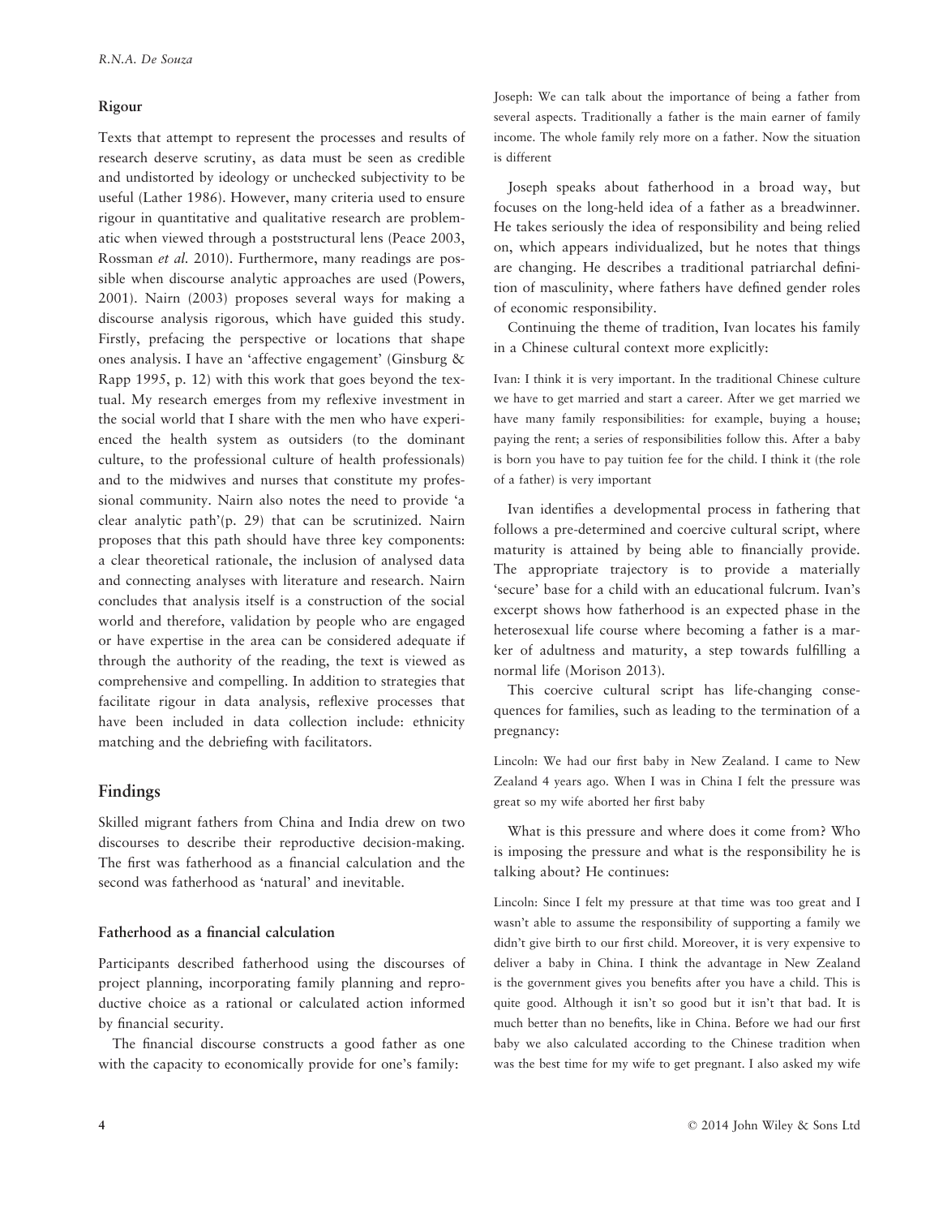### Rigour

Texts that attempt to represent the processes and results of research deserve scrutiny, as data must be seen as credible and undistorted by ideology or unchecked subjectivity to be useful (Lather 1986). However, many criteria used to ensure rigour in quantitative and qualitative research are problematic when viewed through a poststructural lens (Peace 2003, Rossman *et al.* 2010). Furthermore, many readings are possible when discourse analytic approaches are used (Powers, 2001). Nairn (2003) proposes several ways for making a discourse analysis rigorous, which have guided this study. Firstly, prefacing the perspective or locations that shape ones analysis. I have an 'affective engagement' (Ginsburg & Rapp 1995, p. 12) with this work that goes beyond the textual. My research emerges from my reflexive investment in the social world that I share with the men who have experienced the health system as outsiders (to the dominant culture, to the professional culture of health professionals) and to the midwives and nurses that constitute my professional community. Nairn also notes the need to provide 'a clear analytic path'(p. 29) that can be scrutinized. Nairn proposes that this path should have three key components: a clear theoretical rationale, the inclusion of analysed data and connecting analyses with literature and research. Nairn concludes that analysis itself is a construction of the social world and therefore, validation by people who are engaged or have expertise in the area can be considered adequate if through the authority of the reading, the text is viewed as comprehensive and compelling. In addition to strategies that facilitate rigour in data analysis, reflexive processes that have been included in data collection include: ethnicity matching and the debriefing with facilitators.

## Findings

Skilled migrant fathers from China and India drew on two discourses to describe their reproductive decision-making. The first was fatherhood as a financial calculation and the second was fatherhood as 'natural' and inevitable.

### Fatherhood as a financial calculation

Participants described fatherhood using the discourses of project planning, incorporating family planning and reproductive choice as a rational or calculated action informed by financial security.

The financial discourse constructs a good father as one with the capacity to economically provide for one's family:

> Joseph: We can talk about the importance of being a father from several aspects. Traditionally a father is the main earner of family income. The whole family rely more on a father. Now the situation is different

Joseph speaks about fatherhood in a broad way, but focuses on the long-held idea of a father as a breadwinner. He takes seriously the idea of responsibility and being relied on, which appears individualized, but he notes that things are changing. He describes a traditional patriarchal definition of masculinity, where fathers have defined gender roles of economic responsibility.

Continuing the theme of tradition, Ivan locates his family in a Chinese cultural context more explicitly:

> Ivan: I think it is very important. In the traditional Chinese culture we have to get married and start a career. After we get married we have many family responsibilities: for example, buying a house; paying the rent; a series of responsibilities follow this. After a baby is born you have to pay tuition fee for the child. I think it (the role of a father) is very important

Ivan identifies a developmental process in fathering that follows a pre-determined and coercive cultural script, where maturity is attained by being able to financially provide. The appropriate trajectory is to provide a materially 'secure' base for a child with an educational fulcrum. Ivan's excerpt shows how fatherhood is an expected phase in the heterosexual life course where becoming a father is a marker of adultness and maturity, a step towards fulfilling a normal life (Morison 2013).

This coercive cultural script has life-changing consequences for families, such as leading to the termination of a pregnancy:

> Lincoln: We had our first baby in New Zealand. I came to New Zealand 4 years ago. When I was in China I felt the pressure was great so my wife aborted her first baby

What is this pressure and where does it come from? Who is imposing the pressure and what is the responsibility he is talking about? He continues:

> Lincoln: Since I felt my pressure at that time was too great and I wasn't able to assume the responsibility of supporting a family we didn't give birth to our first child. Moreover, it is very expensive to deliver a baby in China. I think the advantage in New Zealand is the government gives you benefits after you have a child. This is quite good. Although it isn't so good but it isn't that bad. It is much better than no benefits, like in China. Before we had our first baby we also calculated according to the Chinese tradition when was the best time for my wife to get pregnant. I also asked my wife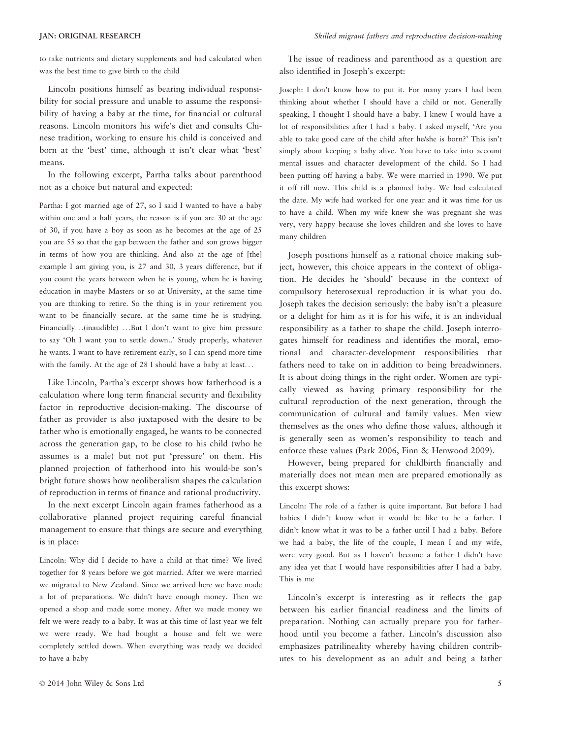to take nutrients and dietary supplements and had calculated when was the best time to give birth to the child

Lincoln positions himself as bearing individual responsibility for social pressure and unable to assume the responsibility of having a baby at the time, for financial or cultural reasons. Lincoln monitors his wife's diet and consults Chinese tradition, working to ensure his child is conceived and born at the 'best' time, although it isn't clear what 'best' means.

In the following excerpt, Partha talks about parenthood not as a choice but natural and expected:

> Partha: I got married age of 27, so I said I wanted to have a baby within one and a half years, the reason is if you are 30 at the age of 30, if you have a boy as soon as he becomes at the age of 25 you are 55 so that the gap between the father and son grows bigger in terms of how you are thinking. And also at the age of [the] example I am giving you, is 27 and 30, 3 years difference, but if you count the years between when he is young, when he is having education in maybe Masters or so at University, at the same time you are thinking to retire. So the thing is in your retirement you want to be financially secure, at the same time he is studying. Financially…(inaudible) …But I don't want to give him pressure to say 'Oh I want you to settle down..' Study properly, whatever he wants. I want to have retirement early, so I can spend more time with the family. At the age of 28 I should have a baby at least…

Like Lincoln, Partha's excerpt shows how fatherhood is a calculation where long term financial security and flexibility factor in reproductive decision-making. The discourse of father as provider is also juxtaposed with the desire to be father who is emotionally engaged, he wants to be connected across the generation gap, to be close to his child (who he assumes is a male) but not put 'pressure' on them. His planned projection of fatherhood into his would-be son's bright future shows how neoliberalism shapes the calculation of reproduction in terms of finance and rational productivity.

In the next excerpt Lincoln again frames fatherhood as a collaborative planned project requiring careful financial management to ensure that things are secure and everything is in place:

> Lincoln: Why did I decide to have a child at that time? We lived together for 8 years before we got married. After we were married we migrated to New Zealand. Since we arrived here we have made a lot of preparations. We didn't have enough money. Then we opened a shop and made some money. After we made money we felt we were ready to a baby. It was at this time of last year we felt we were ready. We had bought a house and felt we were completely settled down. When everything was ready we decided to have a baby

The issue of readiness and parenthood as a question are also identified in Joseph's excerpt:

> Joseph: I don't know how to put it. For many years I had been thinking about whether I should have a child or not. Generally speaking, I thought I should have a baby. I knew I would have a lot of responsibilities after I had a baby. I asked myself, 'Are you able to take good care of the child after he/she is born?' This isn't simply about keeping a baby alive. You have to take into account mental issues and character development of the child. So I had been putting off having a baby. We were married in 1990. We put it off till now. This child is a planned baby. We had calculated the date. My wife had worked for one year and it was time for us to have a child. When my wife knew she was pregnant she was very, very happy because she loves children and she loves to have many children

Joseph positions himself as a rational choice making subject, however, this choice appears in the context of obligation. He decides he 'should' because in the context of compulsory heterosexual reproduction it is what you do. Joseph takes the decision seriously: the baby isn't a pleasure or a delight for him as it is for his wife, it is an individual responsibility as a father to shape the child. Joseph interrogates himself for readiness and identifies the moral, emotional and character-development responsibilities that fathers need to take on in addition to being breadwinners. It is about doing things in the right order. Women are typically viewed as having primary responsibility for the cultural reproduction of the next generation, through the communication of cultural and family values. Men view themselves as the ones who define those values, although it is generally seen as women's responsibility to teach and enforce these values (Park 2006, Finn & Henwood 2009).

However, being prepared for childbirth financially and materially does not mean men are prepared emotionally as this excerpt shows:

> Lincoln: The role of a father is quite important. But before I had babies I didn't know what it would be like to be a father. I didn't know what it was to be a father until I had a baby. Before we had a baby, the life of the couple, I mean I and my wife, were very good. But as I haven't become a father I didn't have any idea yet that I would have responsibilities after I had a baby. This is me

Lincoln's excerpt is interesting as it reflects the gap between his earlier financial readiness and the limits of preparation. Nothing can actually prepare you for fatherhood until you become a father. Lincoln's discussion also emphasizes patrilineality whereby having children contributes to his development as an adult and being a father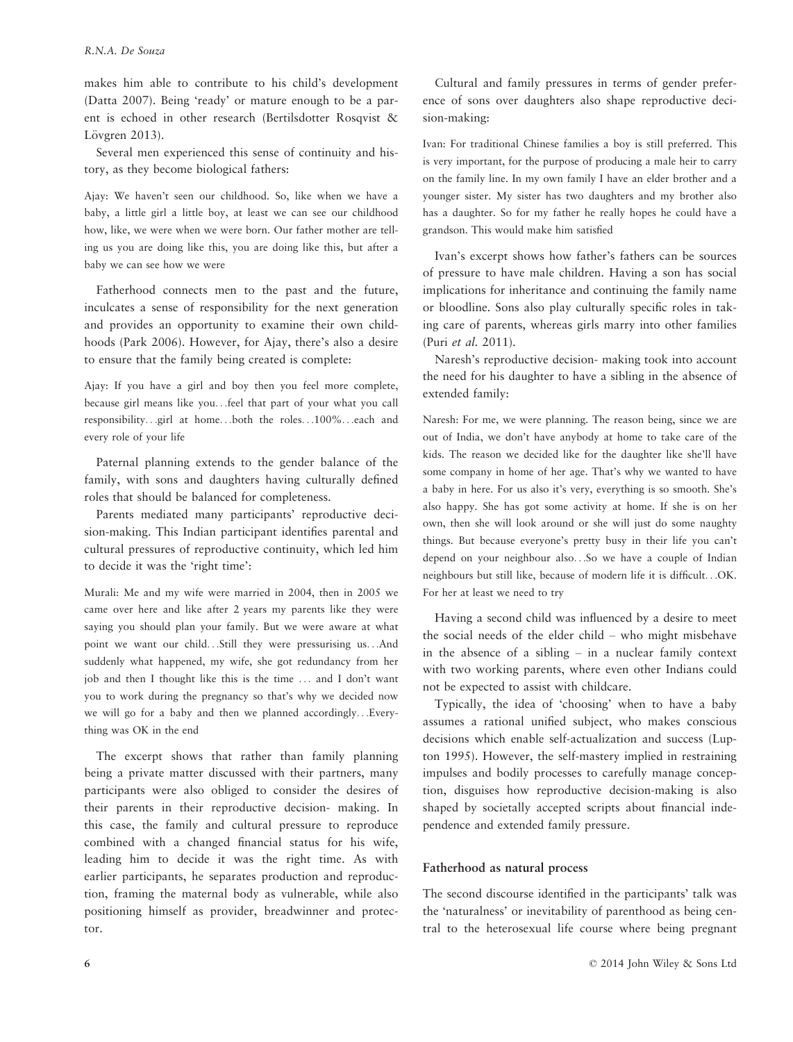makes him able to contribute to his child's development (Datta 2007). Being 'ready' or mature enough to be a parent is echoed in other research (Bertilsdotter Rosqvist & Lövgren 2013).

Several men experienced this sense of continuity and history, as they become biological fathers:

> Ajay: We haven't seen our childhood. So, like when we have a baby, a little girl a little boy, at least we can see our childhood how, like, we were when we were born. Our father mother are telling us you are doing like this, you are doing like this, but after a baby we can see how we were

Fatherhood connects men to the past and the future, inculcates a sense of responsibility for the next generation and provides an opportunity to examine their own childhoods (Park 2006). However, for Ajay, there's also a desire to ensure that the family being created is complete:

> Ajay: If you have a girl and boy then you feel more complete, because girl means like you…feel that part of your what you call responsibility…girl at home…both the roles…100%…each and every role of your life

Paternal planning extends to the gender balance of the family, with sons and daughters having culturally defined roles that should be balanced for completeness.

Parents mediated many participants' reproductive decision-making. This Indian participant identifies parental and cultural pressures of reproductive continuity, which led him to decide it was the 'right time':

> Murali: Me and my wife were married in 2004, then in 2005 we came over here and like after 2 years my parents like they were saying you should plan your family. But we were aware at what point we want our child…Still they were pressurising us…And suddenly what happened, my wife, she got redundancy from her job and then I thought like this is the time … and I don't want you to work during the pregnancy so that's why we decided now we will go for a baby and then we planned accordingly…Everything was OK in the end

The excerpt shows that rather than family planning being a private matter discussed with their partners, many participants were also obliged to consider the desires of their parents in their reproductive decision- making. In this case, the family and cultural pressure to reproduce combined with a changed financial status for his wife, leading him to decide it was the right time. As with earlier participants, he separates production and reproduction, framing the maternal body as vulnerable, while also positioning himself as provider, breadwinner and protector.

Cultural and family pressures in terms of gender preference of sons over daughters also shape reproductive decision-making:

> Ivan: For traditional Chinese families a boy is still preferred. This is very important, for the purpose of producing a male heir to carry on the family line. In my own family I have an elder brother and a younger sister. My sister has two daughters and my brother also has a daughter. So for my father he really hopes he could have a grandson. This would make him satisfied

Ivan's excerpt shows how father's fathers can be sources of pressure to have male children. Having a son has social implications for inheritance and continuing the family name or bloodline. Sons also play culturally specific roles in taking care of parents, whereas girls marry into other families (Puri *et al.* 2011).

Naresh's reproductive decision- making took into account the need for his daughter to have a sibling in the absence of extended family:

> Naresh: For me, we were planning. The reason being, since we are out of India, we don't have anybody at home to take care of the kids. The reason we decided like for the daughter like she'll have some company in home of her age. That's why we wanted to have a baby in here. For us also it's very, everything is so smooth. She's also happy. She has got some activity at home. If she is on her own, then she will look around or she will just do some naughty things. But because everyone's pretty busy in their life you can't depend on your neighbour also…So we have a couple of Indian neighbours but still like, because of modern life it is difficult…OK. For her at least we need to try

Having a second child was influenced by a desire to meet the social needs of the elder child – who might misbehave in the absence of a sibling – in a nuclear family context with two working parents, where even other Indians could not be expected to assist with childcare.

Typically, the idea of 'choosing' when to have a baby assumes a rational unified subject, who makes conscious decisions which enable self-actualization and success (Lupton 1995). However, the self-mastery implied in restraining impulses and bodily processes to carefully manage conception, disguises how reproductive decision-making is also shaped by societally accepted scripts about financial independence and extended family pressure.

### Fatherhood as natural process

The second discourse identified in the participants' talk was the 'naturalness' or inevitability of parenthood as being central to the heterosexual life course where being pregnant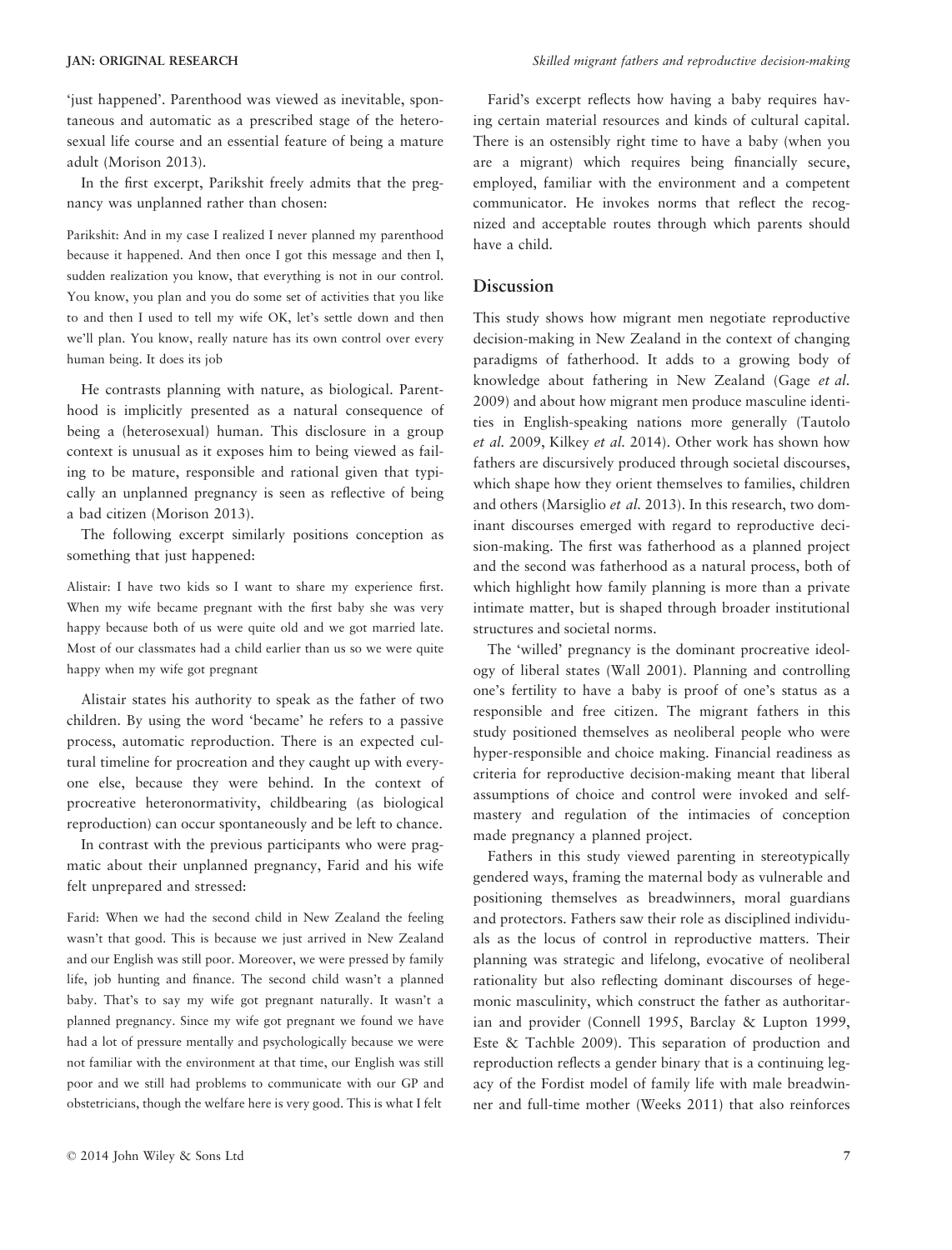'just happened'. Parenthood was viewed as inevitable, spontaneous and automatic as a prescribed stage of the heterosexual life course and an essential feature of being a mature adult (Morison 2013).

In the first excerpt, Parikshit freely admits that the pregnancy was unplanned rather than chosen:

> Parikshit: And in my case I realized I never planned my parenthood because it happened. And then once I got this message and then I, sudden realization you know, that everything is not in our control. You know, you plan and you do some set of activities that you like to and then I used to tell my wife OK, let's settle down and then we'll plan. You know, really nature has its own control over every human being. It does its job

He contrasts planning with nature, as biological. Parenthood is implicitly presented as a natural consequence of being a (heterosexual) human. This disclosure in a group context is unusual as it exposes him to being viewed as failing to be mature, responsible and rational given that typically an unplanned pregnancy is seen as reflective of being a bad citizen (Morison 2013).

The following excerpt similarly positions conception as something that just happened:

> Alistair: I have two kids so I want to share my experience first. When my wife became pregnant with the first baby she was very happy because both of us were quite old and we got married late. Most of our classmates had a child earlier than us so we were quite happy when my wife got pregnant

Alistair states his authority to speak as the father of two children. By using the word 'became' he refers to a passive process, automatic reproduction. There is an expected cultural timeline for procreation and they caught up with everyone else, because they were behind. In the context of procreative heteronormativity, childbearing (as biological reproduction) can occur spontaneously and be left to chance.

In contrast with the previous participants who were pragmatic about their unplanned pregnancy, Farid and his wife felt unprepared and stressed:

> Farid: When we had the second child in New Zealand the feeling wasn't that good. This is because we just arrived in New Zealand and our English was still poor. Moreover, we were pressed by family life, job hunting and finance. The second child wasn't a planned baby. That's to say my wife got pregnant naturally. It wasn't a planned pregnancy. Since my wife got pregnant we found we have had a lot of pressure mentally and psychologically because we were not familiar with the environment at that time, our English was still poor and we still had problems to communicate with our GP and obstetricians, though the welfare here is very good. This is what I felt

Farid's excerpt reflects how having a baby requires having certain material resources and kinds of cultural capital. There is an ostensibly right time to have a baby (when you are a migrant) which requires being financially secure, employed, familiar with the environment and a competent communicator. He invokes norms that reflect the recognized and acceptable routes through which parents should have a child.

## Discussion

This study shows how migrant men negotiate reproductive decision-making in New Zealand in the context of changing paradigms of fatherhood. It adds to a growing body of knowledge about fathering in New Zealand (Gage *et al.* 2009) and about how migrant men produce masculine identities in English-speaking nations more generally (Tautolo *et al.* 2009, Kilkey *et al.* 2014). Other work has shown how fathers are discursively produced through societal discourses, which shape how they orient themselves to families, children and others (Marsiglio *et al.* 2013). In this research, two dominant discourses emerged with regard to reproductive decision-making. The first was fatherhood as a planned project and the second was fatherhood as a natural process, both of which highlight how family planning is more than a private intimate matter, but is shaped through broader institutional structures and societal norms.

The 'willed' pregnancy is the dominant procreative ideology of liberal states (Wall 2001). Planning and controlling one's fertility to have a baby is proof of one's status as a responsible and free citizen. The migrant fathers in this study positioned themselves as neoliberal people who were hyper-responsible and choice making. Financial readiness as criteria for reproductive decision-making meant that liberal assumptions of choice and control were invoked and self-mastery and regulation of the intimacies of conception made pregnancy a planned project.

Fathers in this study viewed parenting in stereotypically gendered ways, framing the maternal body as vulnerable and positioning themselves as breadwinners, moral guardians and protectors. Fathers saw their role as disciplined individuals as the locus of control in reproductive matters. Their planning was strategic and lifelong, evocative of neoliberal rationality but also reflecting dominant discourses of hegemonic masculinity, which construct the father as authoritarian and provider (Connell 1995, Barclay & Lupton 1999, Este & Tachble 2009). This separation of production and reproduction reflects a gender binary that is a continuing legacy of the Fordist model of family life with male breadwinner and full-time mother (Weeks 2011) that also reinforces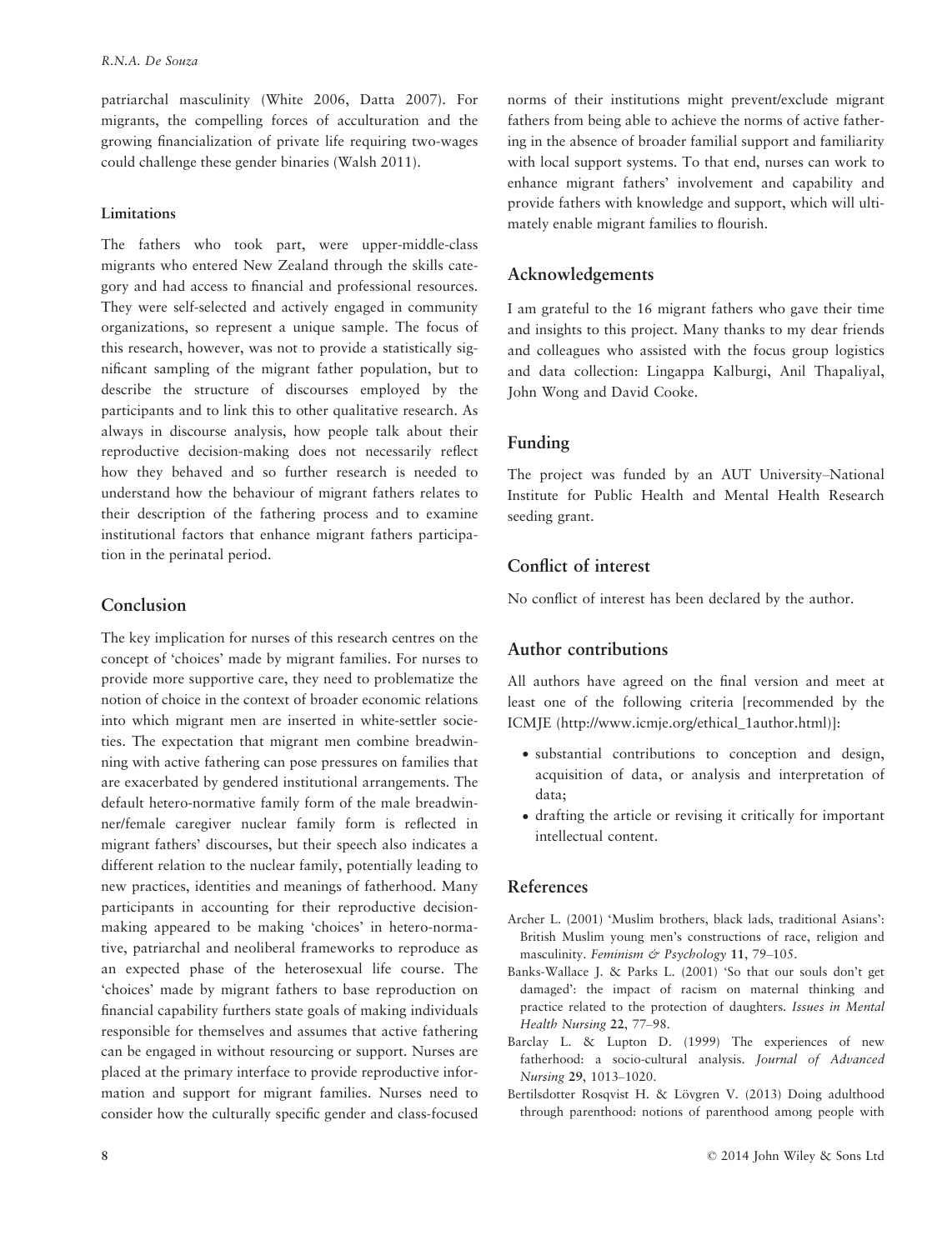patriarchal masculinity (White 2006, Datta 2007). For migrants, the compelling forces of acculturation and the growing financialization of private life requiring two-wages could challenge these gender binaries (Walsh 2011).

### Limitations

The fathers who took part, were upper-middle-class migrants who entered New Zealand through the skills category and had access to financial and professional resources. They were self-selected and actively engaged in community organizations, so represent a unique sample. The focus of this research, however, was not to provide a statistically significant sampling of the migrant father population, but to describe the structure of discourses employed by the participants and to link this to other qualitative research. As always in discourse analysis, how people talk about their reproductive decision-making does not necessarily reflect how they behaved and so further research is needed to understand how the behaviour of migrant fathers relates to their description of the fathering process and to examine institutional factors that enhance migrant fathers participation in the perinatal period.

## Conclusion

The key implication for nurses of this research centres on the concept of 'choices' made by migrant families. For nurses to provide more supportive care, they need to problematize the notion of choice in the context of broader economic relations into which migrant men are inserted in white-settler societies. The expectation that migrant men combine breadwinning with active fathering can pose pressures on families that are exacerbated by gendered institutional arrangements. The default hetero-normative family form of the male breadwinner/female caregiver nuclear family form is reflected in migrant fathers' discourses, but their speech also indicates a different relation to the nuclear family, potentially leading to new practices, identities and meanings of fatherhood. Many participants in accounting for their reproductive decision-making appeared to be making 'choices' in hetero-normative, patriarchal and neoliberal frameworks to reproduce as an expected phase of the heterosexual life course. The 'choices' made by migrant fathers to base reproduction on financial capability furthers state goals of making individuals responsible for themselves and assumes that active fathering can be engaged in without resourcing or support. Nurses are placed at the primary interface to provide reproductive information and support for migrant families. Nurses need to consider how the culturally specific gender and class-focused norms of their institutions might prevent/exclude migrant fathers from being able to achieve the norms of active fathering in the absence of broader familial support and familiarity with local support systems. To that end, nurses can work to enhance migrant fathers' involvement and capability and provide fathers with knowledge and support, which will ultimately enable migrant families to flourish.

## Acknowledgements

I am grateful to the 16 migrant fathers who gave their time and insights to this project. Many thanks to my dear friends and colleagues who assisted with the focus group logistics and data collection: Lingappa Kalburgi, Anil Thapaliyal, John Wong and David Cooke.

## Funding

The project was funded by an AUT University–National Institute for Public Health and Mental Health Research seeding grant.

## Conflict of interest

No conflict of interest has been declared by the author.

## Author contributions

All authors have agreed on the final version and meet at least one of the following criteria [recommended by the ICMJE (http://www.icmje.org/ethical_1author.html)]:

- substantial contributions to conception and design, acquisition of data, or analysis and interpretation of data;
- drafting the article or revising it critically for important intellectual content.

## References

Archer L. (2001) 'Muslim brothers, black lads, traditional Asians': British Muslim young men's constructions of race, religion and masculinity. *Feminism & Psychology* **11**, 79–105.

Banks-Wallace J. & Parks L. (2001) 'So that our souls don't get damaged': the impact of racism on maternal thinking and practice related to the protection of daughters. *Issues in Mental Health Nursing* **22**, 77–98.

Barclay L. & Lupton D. (1999) The experiences of new fatherhood: a socio-cultural analysis. *Journal of Advanced Nursing* **29**, 1013–1020.

Bertilsdotter Rosqvist H. & Lövgren V. (2013) Doing adulthood through parenthood: notions of parenthood among people with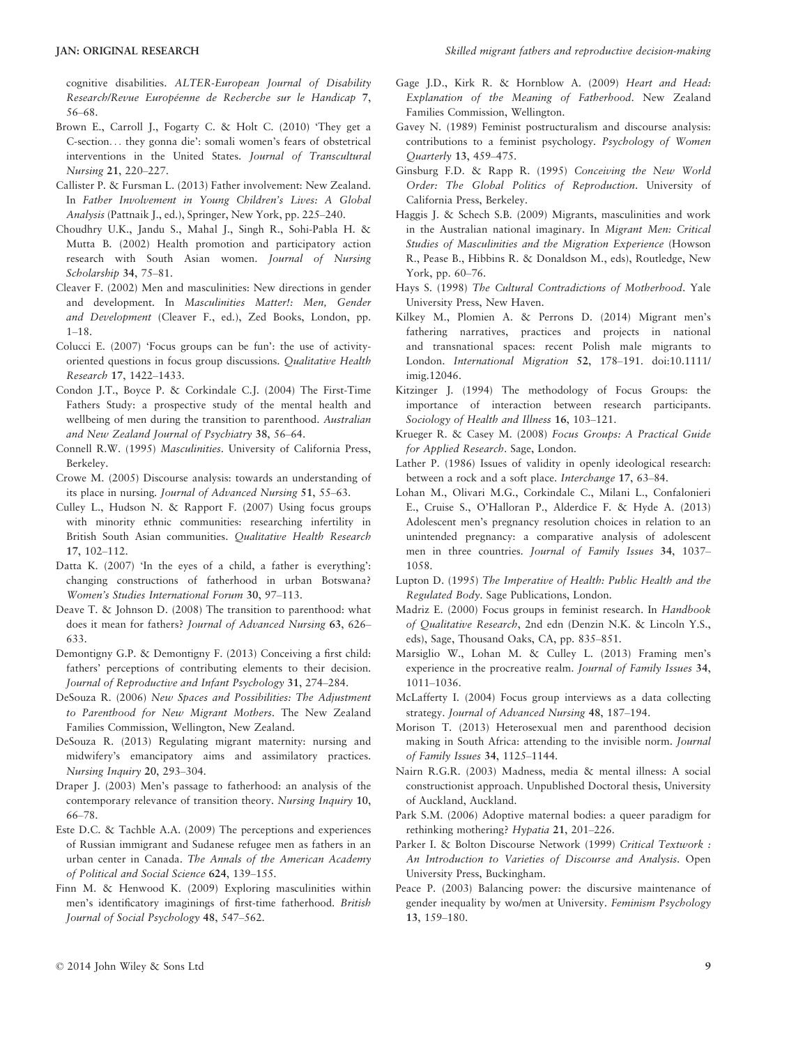cognitive disabilities. *ALTER-European Journal of Disability Research/Revue Européenne de Recherche sur le Handicap* 7, 56–68.

Brown E., Carroll J., Fogarty C. & Holt C. (2010) 'They get a C-section… they gonna die': somali women's fears of obstetrical interventions in the United States. *Journal of Transcultural Nursing* 21, 220–227.

Callister P. & Fursman L. (2013) Father involvement: New Zealand. In *Father Involvement in Young Children's Lives: A Global Analysis* (Pattnaik J., ed.), Springer, New York, pp. 225–240.

Choudhry U.K., Jandu S., Mahal J., Singh R., Sohi-Pabla H. & Mutta B. (2002) Health promotion and participatory action research with South Asian women. *Journal of Nursing Scholarship* 34, 75–81.

Cleaver F. (2002) Men and masculinities: New directions in gender and development. In *Masculinities Matter!: Men, Gender and Development* (Cleaver F., ed.), Zed Books, London, pp. 1–18.

Colucci E. (2007) 'Focus groups can be fun': the use of activity-oriented questions in focus group discussions. *Qualitative Health Research* 17, 1422–1433.

Condon J.T., Boyce P. & Corkindale C.J. (2004) The First-Time Fathers Study: a prospective study of the mental health and wellbeing of men during the transition to parenthood. *Australian and New Zealand Journal of Psychiatry* 38, 56–64.

Connell R.W. (1995) *Masculinities*. University of California Press, Berkeley.

Crowe M. (2005) Discourse analysis: towards an understanding of its place in nursing. *Journal of Advanced Nursing* 51, 55–63.

Culley L., Hudson N. & Rapport F. (2007) Using focus groups with minority ethnic communities: researching infertility in British South Asian communities. *Qualitative Health Research* 17, 102–112.

Datta K. (2007) 'In the eyes of a child, a father is everything': changing constructions of fatherhood in urban Botswana? *Women's Studies International Forum* 30, 97–113.

Deave T. & Johnson D. (2008) The transition to parenthood: what does it mean for fathers? *Journal of Advanced Nursing* 63, 626–633.

Demontigny G.P. & Demontigny F. (2013) Conceiving a first child: fathers' perceptions of contributing elements to their decision. *Journal of Reproductive and Infant Psychology* 31, 274–284.

DeSouza R. (2006) *New Spaces and Possibilities: The Adjustment to Parenthood for New Migrant Mothers*. The New Zealand Families Commission, Wellington, New Zealand.

DeSouza R. (2013) Regulating migrant maternity: nursing and midwifery's emancipatory aims and assimilatory practices. *Nursing Inquiry* 20, 293–304.

Draper J. (2003) Men's passage to fatherhood: an analysis of the contemporary relevance of transition theory. *Nursing Inquiry* 10, 66–78.

Este D.C. & Tachble A.A. (2009) The perceptions and experiences of Russian immigrant and Sudanese refugee men as fathers in an urban center in Canada. *The Annals of the American Academy of Political and Social Science* 624, 139–155.

Finn M. & Henwood K. (2009) Exploring masculinities within men's identificatory imaginings of first-time fatherhood. *British Journal of Social Psychology* 48, 547–562.

Gage J.D., Kirk R. & Hornblow A. (2009) *Heart and Head: Explanation of the Meaning of Fatherhood*. New Zealand Families Commission, Wellington.

Gavey N. (1989) Feminist postructuralism and discourse analysis: contributions to a feminist psychology. *Psychology of Women Quarterly* 13, 459–475.

Ginsburg F.D. & Rapp R. (1995) *Conceiving the New World Order: The Global Politics of Reproduction*. University of California Press, Berkeley.

Haggis J. & Schech S.B. (2009) Migrants, masculinities and work in the Australian national imaginary. In *Migrant Men: Critical Studies of Masculinities and the Migration Experience* (Howson R., Pease B., Hibbins R. & Donaldson M., eds), Routledge, New York, pp. 60–76.

Hays S. (1998) *The Cultural Contradictions of Motherhood*. Yale University Press, New Haven.

Kilkey M., Plomien A. & Perrons D. (2014) Migrant men's fathering narratives, practices and projects in national and transnational spaces: recent Polish male migrants to London. *International Migration* 52, 178–191. doi:10.1111/imig.12046.

Kitzinger J. (1994) The methodology of Focus Groups: the importance of interaction between research participants. *Sociology of Health and Illness* 16, 103–121.

Krueger R. & Casey M. (2008) *Focus Groups: A Practical Guide for Applied Research*. Sage, London.

Lather P. (1986) Issues of validity in openly ideological research: between a rock and a soft place. *Interchange* 17, 63–84.

Lohan M., Olivari M.G., Corkindale C., Milani L., Confalonieri E., Cruise S., O'Halloran P., Alderdice F. & Hyde A. (2013) Adolescent men's pregnancy resolution choices in relation to an unintended pregnancy: a comparative analysis of adolescent men in three countries. *Journal of Family Issues* 34, 1037–1058.

Lupton D. (1995) *The Imperative of Health: Public Health and the Regulated Body*. Sage Publications, London.

Madriz E. (2000) Focus groups in feminist research. In *Handbook of Qualitative Research*, 2nd edn (Denzin N.K. & Lincoln Y.S., eds), Sage, Thousand Oaks, CA, pp. 835–851.

Marsiglio W., Lohan M. & Culley L. (2013) Framing men's experience in the procreative realm. *Journal of Family Issues* 34, 1011–1036.

McLafferty I. (2004) Focus group interviews as a data collecting strategy. *Journal of Advanced Nursing* 48, 187–194.

Morison T. (2013) Heterosexual men and parenthood decision making in South Africa: attending to the invisible norm. *Journal of Family Issues* 34, 1125–1144.

Nairn R.G.R. (2003) Madness, media & mental illness: A social constructionist approach. Unpublished Doctoral thesis, University of Auckland, Auckland.

Park S.M. (2006) Adoptive maternal bodies: a queer paradigm for rethinking mothering? *Hypatia* 21, 201–226.

Parker I. & Bolton Discourse Network (1999) *Critical Textwork : An Introduction to Varieties of Discourse and Analysis*. Open University Press, Buckingham.

Peace P. (2003) Balancing power: the discursive maintenance of gender inequality by wo/men at University. *Feminism Psychology* 13, 159–180.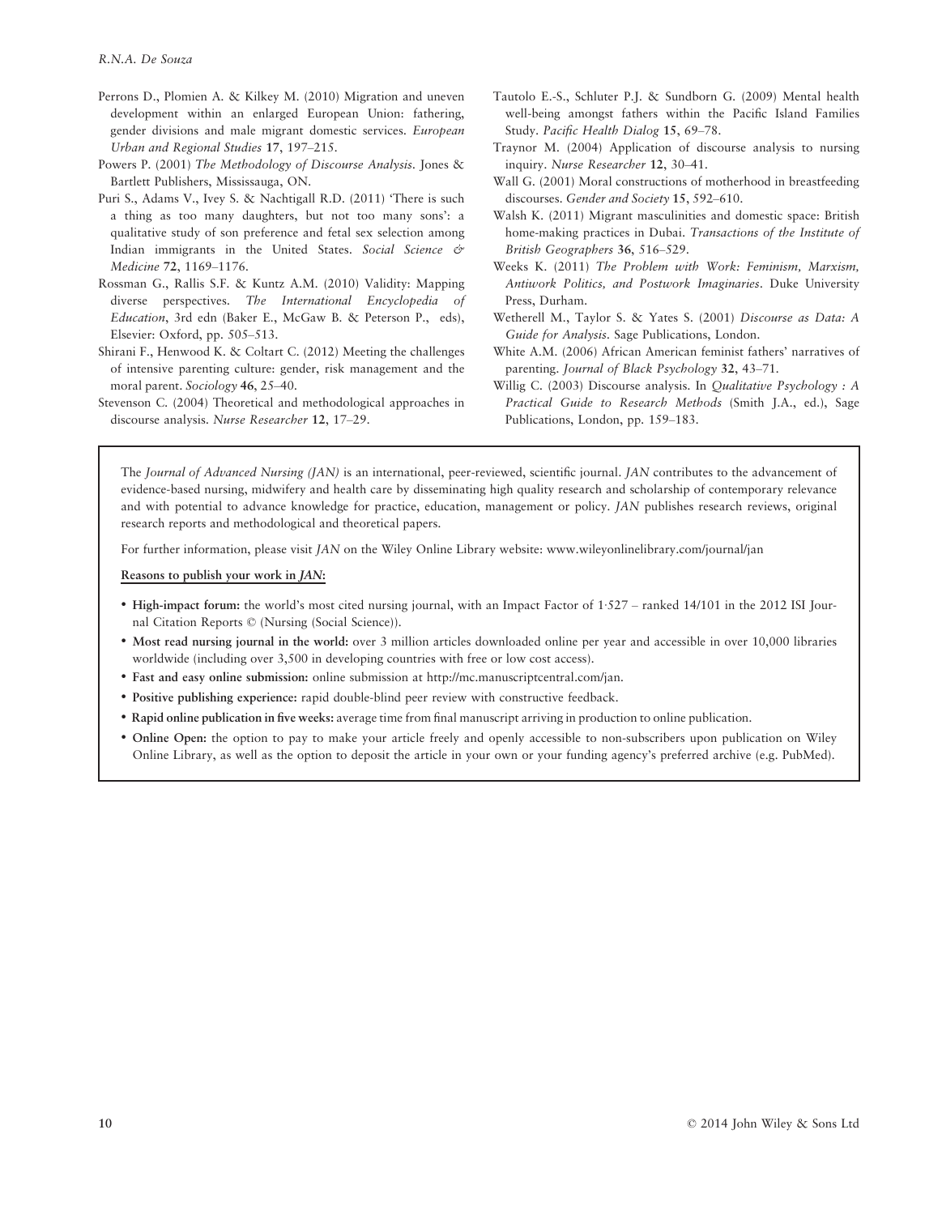Perrons D., Plomien A. & Kilkey M. (2010) Migration and uneven development within an enlarged European Union: fathering, gender divisions and male migrant domestic services. *European Urban and Regional Studies* **17**, 197–215.

Powers P. (2001) *The Methodology of Discourse Analysis*. Jones & Bartlett Publishers, Mississauga, ON.

Puri S., Adams V., Ivey S. & Nachtigall R.D. (2011) 'There is such a thing as too many daughters, but not too many sons': a qualitative study of son preference and fetal sex selection among Indian immigrants in the United States. *Social Science & Medicine* **72**, 1169–1176.

Rossman G., Rallis S.F. & Kuntz A.M. (2010) Validity: Mapping diverse perspectives. *The International Encyclopedia of Education*, 3rd edn (Baker E., McGaw B. & Peterson P., eds), Elsevier: Oxford, pp. 505–513.

Shirani F., Henwood K. & Coltart C. (2012) Meeting the challenges of intensive parenting culture: gender, risk management and the moral parent. *Sociology* **46**, 25–40.

Stevenson C. (2004) Theoretical and methodological approaches in discourse analysis. *Nurse Researcher* **12**, 17–29.

Tautolo E.-S., Schluter P.J. & Sundborn G. (2009) Mental health well-being amongst fathers within the Pacific Island Families Study. *Pacific Health Dialog* **15**, 69–78.

Traynor M. (2004) Application of discourse analysis to nursing inquiry. *Nurse Researcher* **12**, 30–41.

Wall G. (2001) Moral constructions of motherhood in breastfeeding discourses. *Gender and Society* **15**, 592–610.

Walsh K. (2011) Migrant masculinities and domestic space: British home-making practices in Dubai. *Transactions of the Institute of British Geographers* **36**, 516–529.

Weeks K. (2011) *The Problem with Work: Feminism, Marxism, Antiwork Politics, and Postwork Imaginaries*. Duke University Press, Durham.

Wetherell M., Taylor S. & Yates S. (2001) *Discourse as Data: A Guide for Analysis*. Sage Publications, London.

White A.M. (2006) African American feminist fathers' narratives of parenting. *Journal of Black Psychology* **32**, 43–71.

Willig C. (2003) Discourse analysis. In *Qualitative Psychology : A Practical Guide to Research Methods* (Smith J.A., ed.), Sage Publications, London, pp. 159–183.

---

The *Journal of Advanced Nursing (JAN)* is an international, peer-reviewed, scientific journal. *JAN* contributes to the advancement of evidence-based nursing, midwifery and health care by disseminating high quality research and scholarship of contemporary relevance and with potential to advance knowledge for practice, education, management or policy. *JAN* publishes research reviews, original research reports and methodological and theoretical papers.

For further information, please visit *JAN* on the Wiley Online Library website: www.wileyonlinelibrary.com/journal/jan

**Reasons to publish your work in *JAN*:**

- **High-impact forum:** the world's most cited nursing journal, with an Impact Factor of 1·527 – ranked 14/101 in the 2012 ISI Journal Citation Reports © (Nursing (Social Science)).
- **Most read nursing journal in the world:** over 3 million articles downloaded online per year and accessible in over 10,000 libraries worldwide (including over 3,500 in developing countries with free or low cost access).
- **Fast and easy online submission:** online submission at http://mc.manuscriptcentral.com/jan.
- **Positive publishing experience:** rapid double-blind peer review with constructive feedback.
- **Rapid online publication in five weeks:** average time from final manuscript arriving in production to online publication.
- **Online Open:** the option to pay to make your article freely and openly accessible to non-subscribers upon publication on Wiley Online Library, as well as the option to deposit the article in your own or your funding agency's preferred archive (e.g. PubMed).